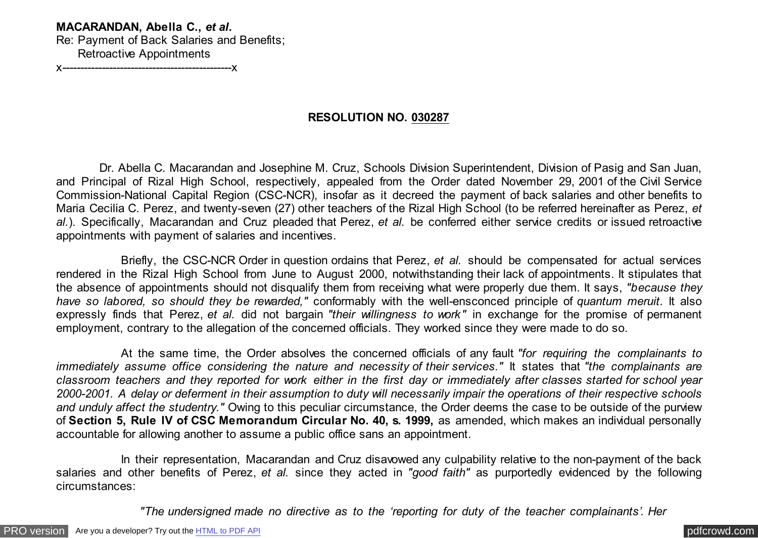**MACARANDAN, Abella C.,** ***et al.***
Re: Payment of Back Salaries and Benefits;
Retroactive Appointments
x----------------------------------------------x

**RESOLUTION NO. 030287**

Dr. Abella C. Macarandan and Josephine M. Cruz, Schools Division Superintendent, Division of Pasig and San Juan, and Principal of Rizal High School, respectively, appealed from the Order dated November 29, 2001 of the Civil Service Commission-National Capital Region (CSC-NCR), insofar as it decreed the payment of back salaries and other benefits to Maria Cecilia C. Perez, and twenty-seven (27) other teachers of the Rizal High School (to be referred hereinafter as Perez, *et al.*). Specifically, Macarandan and Cruz pleaded that Perez, *et al.* be conferred either service credits or issued retroactive appointments with payment of salaries and incentives.

Briefly, the CSC-NCR Order in question ordains that Perez, *et al.* should be compensated for actual services rendered in the Rizal High School from June to August 2000, notwithstanding their lack of appointments. It stipulates that the absence of appointments should not disqualify them from receiving what were properly due them. It says, *"because they have so labored, so should they be rewarded,"* conformably with the well-ensconced principle of *quantum meruit*. It also expressly finds that Perez, *et al.* did not bargain *"their willingness to work"* in exchange for the promise of permanent employment, contrary to the allegation of the concerned officials. They worked since they were made to do so.

At the same time, the Order absolves the concerned officials of any fault *"for requiring the complainants to immediately assume office considering the nature and necessity of their services."* It states that *"the complainants are classroom teachers and they reported for work either in the first day or immediately after classes started for school year 2000-2001. A delay or deferment in their assumption to duty will necessarily impair the operations of their respective schools and unduly affect the studentry."* Owing to this peculiar circumstance, the Order deems the case to be outside of the purview of **Section 5, Rule IV of CSC Memorandum Circular No. 40, s. 1999,** as amended, which makes an individual personally accountable for allowing another to assume a public office sans an appointment.

In their representation, Macarandan and Cruz disavowed any culpability relative to the non-payment of the back salaries and other benefits of Perez, *et al.* since they acted in *"good faith"* as purportedly evidenced by the following circumstances:

*"The undersigned made no directive as to the 'reporting for duty of the teacher complainants'. Her*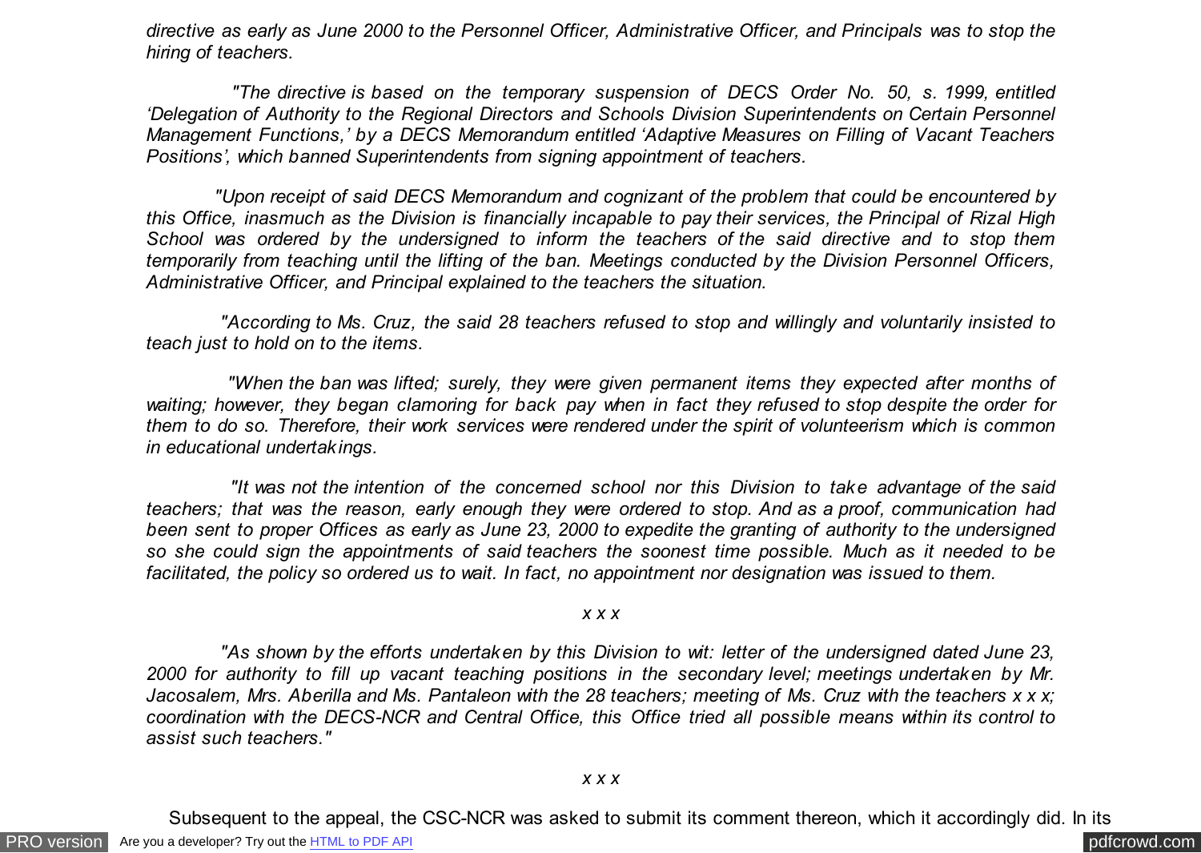*directive as early as June 2000 to the Personnel Officer, Administrative Officer, and Principals was to stop the hiring of teachers.*

*"The directive is based on the temporary suspension of DECS Order No. 50, s. 1999, entitled 'Delegation of Authority to the Regional Directors and Schools Division Superintendents on Certain Personnel Management Functions,' by a DECS Memorandum entitled 'Adaptive Measures on Filling of Vacant Teachers Positions', which banned Superintendents from signing appointment of teachers.*

*"Upon receipt of said DECS Memorandum and cognizant of the problem that could be encountered by this Office, inasmuch as the Division is financially incapable to pay their services, the Principal of Rizal High School was ordered by the undersigned to inform the teachers of the said directive and to stop them temporarily from teaching until the lifting of the ban. Meetings conducted by the Division Personnel Officers, Administrative Officer, and Principal explained to the teachers the situation.*

*"According to Ms. Cruz, the said 28 teachers refused to stop and willingly and voluntarily insisted to teach just to hold on to the items.*

*"When the ban was lifted; surely, they were given permanent items they expected after months of waiting; however, they began clamoring for back pay when in fact they refused to stop despite the order for them to do so. Therefore, their work services were rendered under the spirit of volunteerism which is common in educational undertakings.*

*"It was not the intention of the concerned school nor this Division to take advantage of the said teachers; that was the reason, early enough they were ordered to stop. And as a proof, communication had been sent to proper Offices as early as June 23, 2000 to expedite the granting of authority to the undersigned so she could sign the appointments of said teachers the soonest time possible. Much as it needed to be facilitated, the policy so ordered us to wait. In fact, no appointment nor designation was issued to them.*

*x x x*

*"As shown by the efforts undertaken by this Division to wit: letter of the undersigned dated June 23, 2000 for authority to fill up vacant teaching positions in the secondary level; meetings undertaken by Mr. Jacosalem, Mrs. Aberilla and Ms. Pantaleon with the 28 teachers; meeting of Ms. Cruz with the teachers x x x; coordination with the DECS-NCR and Central Office, this Office tried all possible means within its control to assist such teachers."*

*x x x*

Subsequent to the appeal, the CSC-NCR was asked to submit its comment thereon, which it accordingly did. In its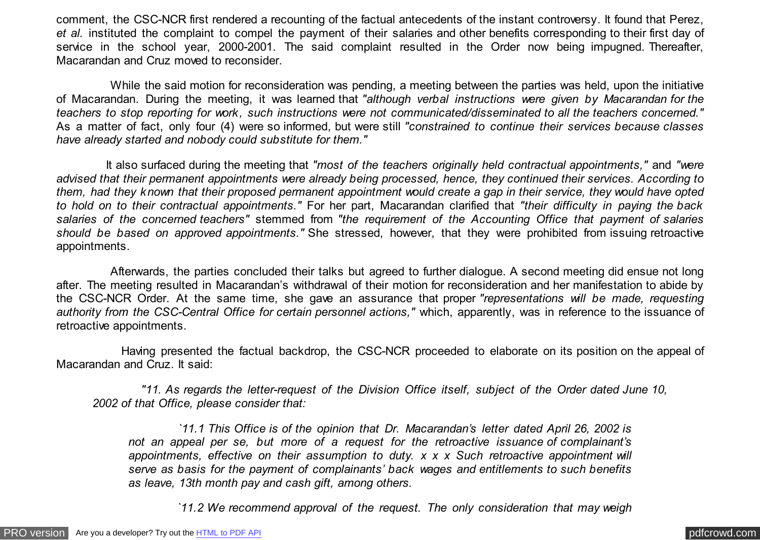comment, the CSC-NCR first rendered a recounting of the factual antecedents of the instant controversy. It found that Perez, *et al.* instituted the complaint to compel the payment of their salaries and other benefits corresponding to their first day of service in the school year, 2000-2001. The said complaint resulted in the Order now being impugned. Thereafter, Macarandan and Cruz moved to reconsider.

While the said motion for reconsideration was pending, a meeting between the parties was held, upon the initiative of Macarandan. During the meeting, it was learned that *"although verbal instructions were given by Macarandan for the teachers to stop reporting for work, such instructions were not communicated/disseminated to all the teachers concerned."* As a matter of fact, only four (4) were so informed, but were still *"constrained to continue their services because classes have already started and nobody could substitute for them."*

It also surfaced during the meeting that *"most of the teachers originally held contractual appointments,"* and *"were advised that their permanent appointments were already being processed, hence, they continued their services. According to them, had they known that their proposed permanent appointment would create a gap in their service, they would have opted to hold on to their contractual appointments."* For her part, Macarandan clarified that *"their difficulty in paying the back salaries of the concerned teachers"* stemmed from *"the requirement of the Accounting Office that payment of salaries should be based on approved appointments."* She stressed, however, that they were prohibited from issuing retroactive appointments.

Afterwards, the parties concluded their talks but agreed to further dialogue. A second meeting did ensue not long after. The meeting resulted in Macarandan's withdrawal of their motion for reconsideration and her manifestation to abide by the CSC-NCR Order. At the same time, she gave an assurance that proper *"representations will be made, requesting authority from the CSC-Central Office for certain personnel actions,"* which, apparently, was in reference to the issuance of retroactive appointments.

Having presented the factual backdrop, the CSC-NCR proceeded to elaborate on its position on the appeal of Macarandan and Cruz. It said:

> *"11. As regards the letter-request of the Division Office itself, subject of the Order dated June 10, 2002 of that Office, please consider that:*
>
> > *`11.1 This Office is of the opinion that Dr. Macarandan's letter dated April 26, 2002 is not an appeal per se, but more of a request for the retroactive issuance of complainant's appointments, effective on their assumption to duty. x x x Such retroactive appointment will serve as basis for the payment of complainants' back wages and entitlements to such benefits as leave, 13th month pay and cash gift, among others.*
> >
> > *`11.2 We recommend approval of the request. The only consideration that may weigh*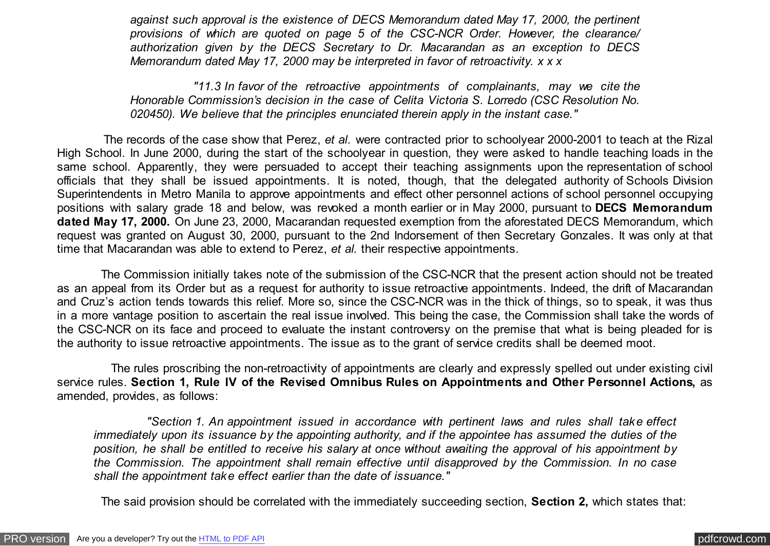*against such approval is the existence of DECS Memorandum dated May 17, 2000, the pertinent provisions of which are quoted on page 5 of the CSC-NCR Order. However, the clearance/ authorization given by the DECS Secretary to Dr. Macarandan as an exception to DECS Memorandum dated May 17, 2000 may be interpreted in favor of retroactivity. x x x*

*"11.3 In favor of the retroactive appointments of complainants, may we cite the Honorable Commission's decision in the case of Celita Victoria S. Lorredo (CSC Resolution No. 020450). We believe that the principles enunciated therein apply in the instant case."*

The records of the case show that Perez, *et al.* were contracted prior to schoolyear 2000-2001 to teach at the Rizal High School. In June 2000, during the start of the schoolyear in question, they were asked to handle teaching loads in the same school. Apparently, they were persuaded to accept their teaching assignments upon the representation of school officials that they shall be issued appointments. It is noted, though, that the delegated authority of Schools Division Superintendents in Metro Manila to approve appointments and effect other personnel actions of school personnel occupying positions with salary grade 18 and below, was revoked a month earlier or in May 2000, pursuant to **DECS Memorandum dated May 17, 2000.** On June 23, 2000, Macarandan requested exemption from the aforestated DECS Memorandum, which request was granted on August 30, 2000, pursuant to the 2nd Indorsement of then Secretary Gonzales. It was only at that time that Macarandan was able to extend to Perez, *et al.* their respective appointments.

The Commission initially takes note of the submission of the CSC-NCR that the present action should not be treated as an appeal from its Order but as a request for authority to issue retroactive appointments. Indeed, the drift of Macarandan and Cruz's action tends towards this relief. More so, since the CSC-NCR was in the thick of things, so to speak, it was thus in a more vantage position to ascertain the real issue involved. This being the case, the Commission shall take the words of the CSC-NCR on its face and proceed to evaluate the instant controversy on the premise that what is being pleaded for is the authority to issue retroactive appointments. The issue as to the grant of service credits shall be deemed moot.

The rules proscribing the non-retroactivity of appointments are clearly and expressly spelled out under existing civil service rules. **Section 1, Rule IV of the Revised Omnibus Rules on Appointments and Other Personnel Actions,** as amended, provides, as follows:

*"Section 1. An appointment issued in accordance with pertinent laws and rules shall take effect immediately upon its issuance by the appointing authority, and if the appointee has assumed the duties of the position, he shall be entitled to receive his salary at once without awaiting the approval of his appointment by the Commission. The appointment shall remain effective until disapproved by the Commission. In no case shall the appointment take effect earlier than the date of issuance."*

The said provision should be correlated with the immediately succeeding section, **Section 2,** which states that: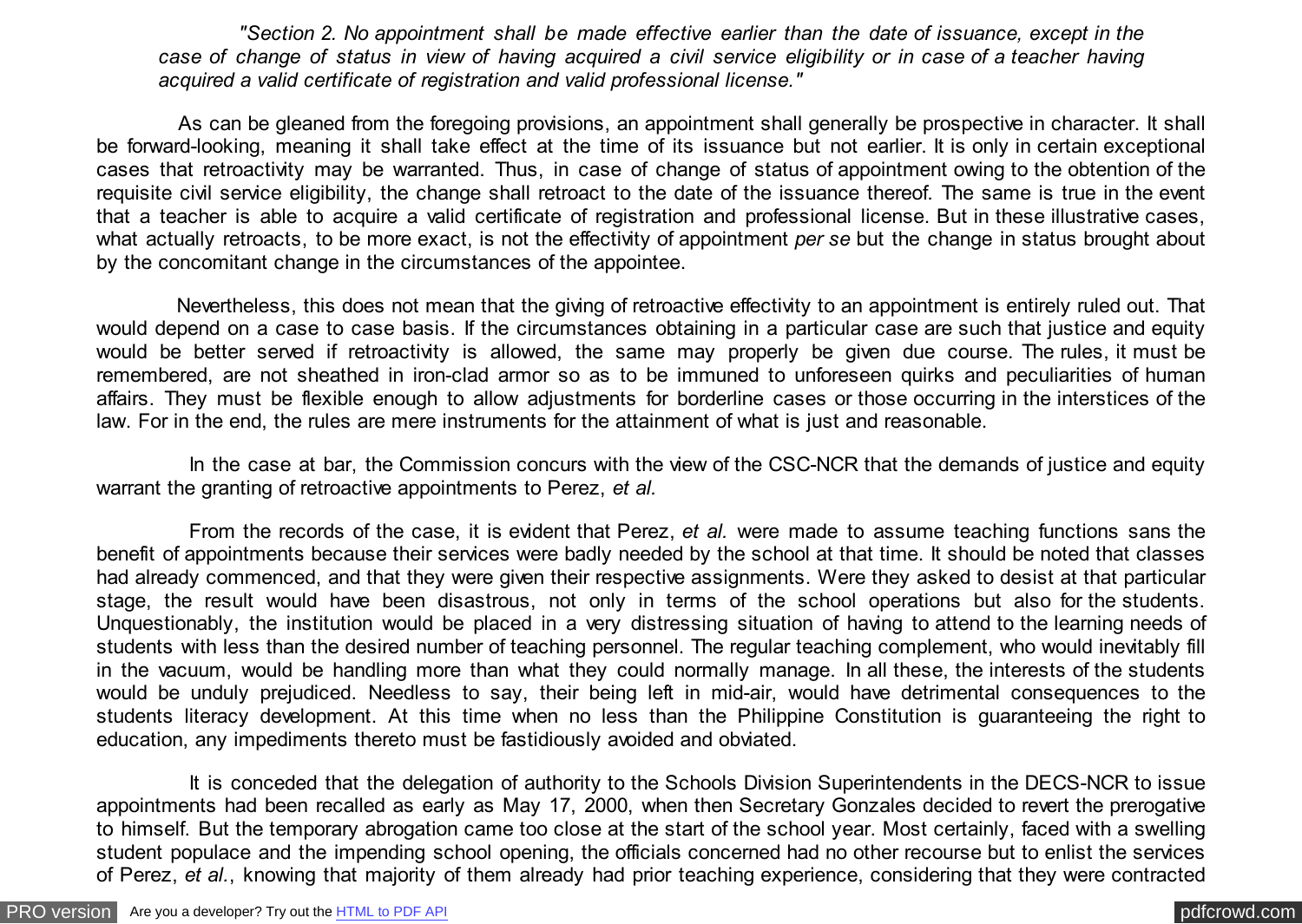*"Section 2. No appointment shall be made effective earlier than the date of issuance, except in the case of change of status in view of having acquired a civil service eligibility or in case of a teacher having acquired a valid certificate of registration and valid professional license."*

As can be gleaned from the foregoing provisions, an appointment shall generally be prospective in character. It shall be forward-looking, meaning it shall take effect at the time of its issuance but not earlier. It is only in certain exceptional cases that retroactivity may be warranted. Thus, in case of change of status of appointment owing to the obtention of the requisite civil service eligibility, the change shall retroact to the date of the issuance thereof. The same is true in the event that a teacher is able to acquire a valid certificate of registration and professional license. But in these illustrative cases, what actually retroacts, to be more exact, is not the effectivity of appointment *per se* but the change in status brought about by the concomitant change in the circumstances of the appointee.

Nevertheless, this does not mean that the giving of retroactive effectivity to an appointment is entirely ruled out. That would depend on a case to case basis. If the circumstances obtaining in a particular case are such that justice and equity would be better served if retroactivity is allowed, the same may properly be given due course. The rules, it must be remembered, are not sheathed in iron-clad armor so as to be immuned to unforeseen quirks and peculiarities of human affairs. They must be flexible enough to allow adjustments for borderline cases or those occurring in the interstices of the law. For in the end, the rules are mere instruments for the attainment of what is just and reasonable.

In the case at bar, the Commission concurs with the view of the CSC-NCR that the demands of justice and equity warrant the granting of retroactive appointments to Perez, *et al.*

From the records of the case, it is evident that Perez, *et al.* were made to assume teaching functions sans the benefit of appointments because their services were badly needed by the school at that time. It should be noted that classes had already commenced, and that they were given their respective assignments. Were they asked to desist at that particular stage, the result would have been disastrous, not only in terms of the school operations but also for the students. Unquestionably, the institution would be placed in a very distressing situation of having to attend to the learning needs of students with less than the desired number of teaching personnel. The regular teaching complement, who would inevitably fill in the vacuum, would be handling more than what they could normally manage. In all these, the interests of the students would be unduly prejudiced. Needless to say, their being left in mid-air, would have detrimental consequences to the students literacy development. At this time when no less than the Philippine Constitution is guaranteeing the right to education, any impediments thereto must be fastidiously avoided and obviated.

It is conceded that the delegation of authority to the Schools Division Superintendents in the DECS-NCR to issue appointments had been recalled as early as May 17, 2000, when then Secretary Gonzales decided to revert the prerogative to himself. But the temporary abrogation came too close at the start of the school year. Most certainly, faced with a swelling student populace and the impending school opening, the officials concerned had no other recourse but to enlist the services of Perez, *et al.*, knowing that majority of them already had prior teaching experience, considering that they were contracted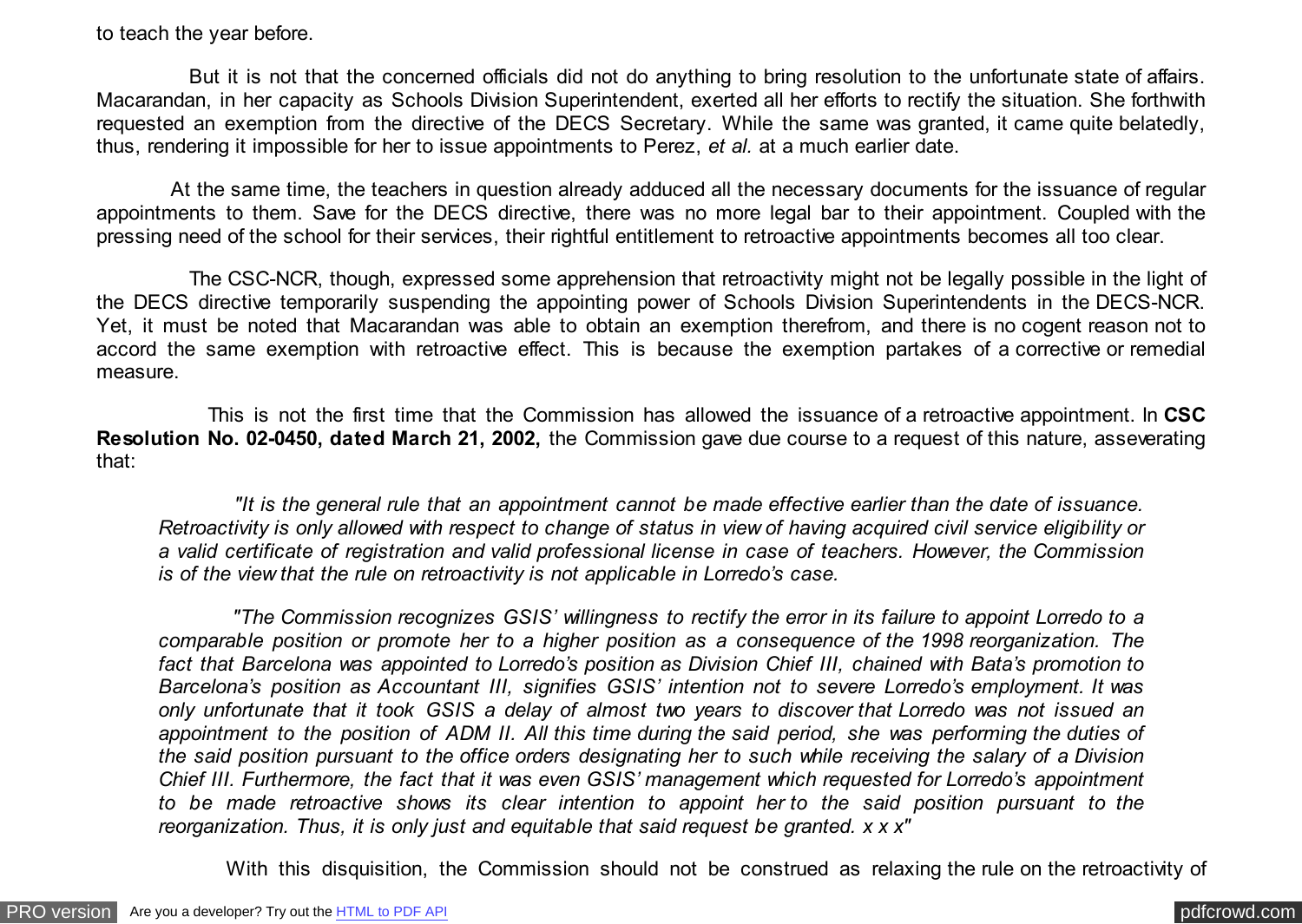to teach the year before.

But it is not that the concerned officials did not do anything to bring resolution to the unfortunate state of affairs. Macarandan, in her capacity as Schools Division Superintendent, exerted all her efforts to rectify the situation. She forthwith requested an exemption from the directive of the DECS Secretary. While the same was granted, it came quite belatedly, thus, rendering it impossible for her to issue appointments to Perez, *et al.* at a much earlier date.

At the same time, the teachers in question already adduced all the necessary documents for the issuance of regular appointments to them. Save for the DECS directive, there was no more legal bar to their appointment. Coupled with the pressing need of the school for their services, their rightful entitlement to retroactive appointments becomes all too clear.

The CSC-NCR, though, expressed some apprehension that retroactivity might not be legally possible in the light of the DECS directive temporarily suspending the appointing power of Schools Division Superintendents in the DECS-NCR. Yet, it must be noted that Macarandan was able to obtain an exemption therefrom, and there is no cogent reason not to accord the same exemption with retroactive effect. This is because the exemption partakes of a corrective or remedial measure.

This is not the first time that the Commission has allowed the issuance of a retroactive appointment. In **CSC Resolution No. 02-0450, dated March 21, 2002,** the Commission gave due course to a request of this nature, asseverating that:

> *"It is the general rule that an appointment cannot be made effective earlier than the date of issuance. Retroactivity is only allowed with respect to change of status in view of having acquired civil service eligibility or a valid certificate of registration and valid professional license in case of teachers. However, the Commission is of the view that the rule on retroactivity is not applicable in Lorredo's case.*
>
> *"The Commission recognizes GSIS' willingness to rectify the error in its failure to appoint Lorredo to a comparable position or promote her to a higher position as a consequence of the 1998 reorganization. The fact that Barcelona was appointed to Lorredo's position as Division Chief III, chained with Bata's promotion to Barcelona's position as Accountant III, signifies GSIS' intention not to severe Lorredo's employment. It was only unfortunate that it took GSIS a delay of almost two years to discover that Lorredo was not issued an appointment to the position of ADM II. All this time during the said period, she was performing the duties of the said position pursuant to the office orders designating her to such while receiving the salary of a Division Chief III. Furthermore, the fact that it was even GSIS' management which requested for Lorredo's appointment to be made retroactive shows its clear intention to appoint her to the said position pursuant to the reorganization. Thus, it is only just and equitable that said request be granted. x x x"*

With this disquisition, the Commission should not be construed as relaxing the rule on the retroactivity of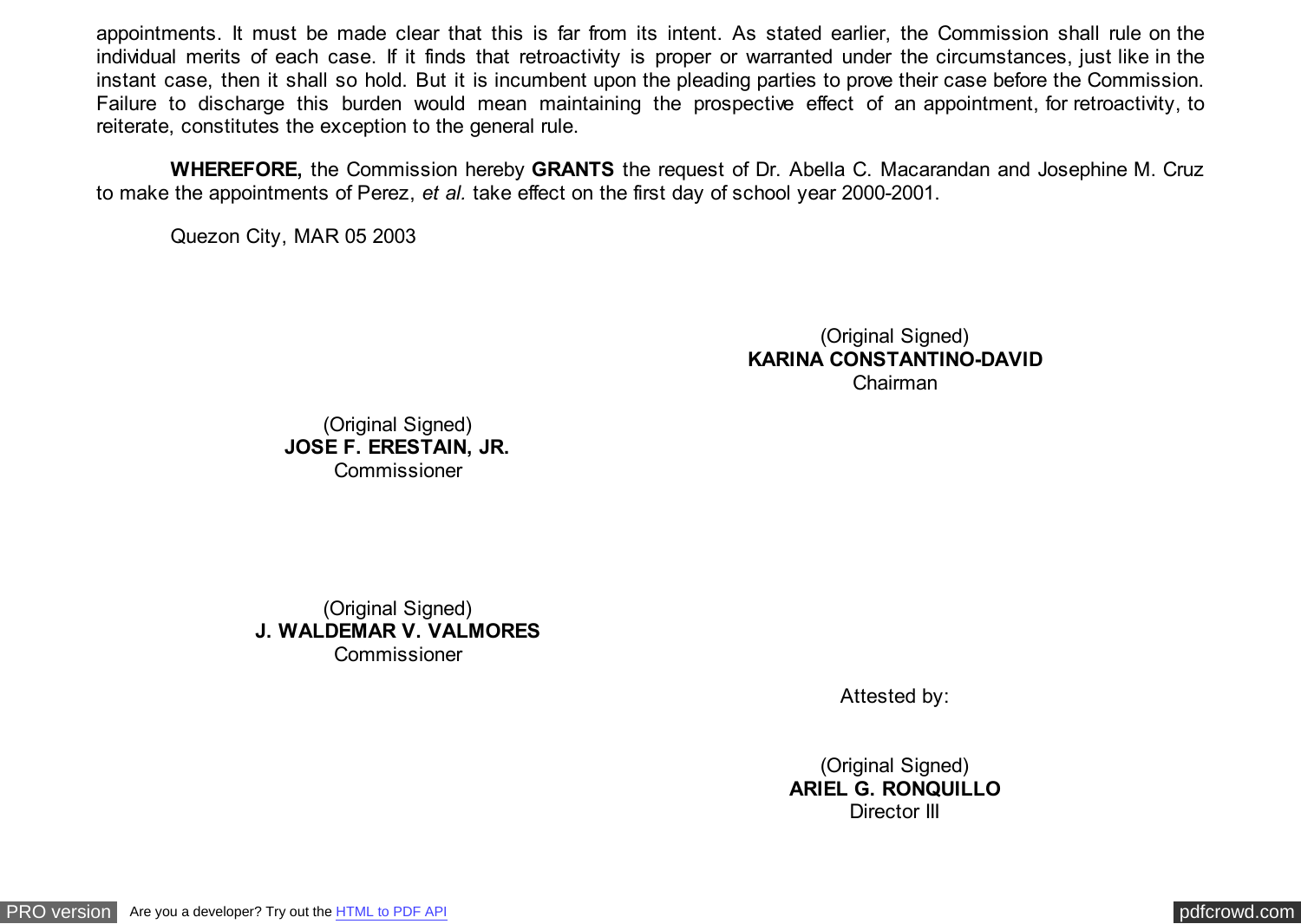appointments. It must be made clear that this is far from its intent. As stated earlier, the Commission shall rule on the individual merits of each case. If it finds that retroactivity is proper or warranted under the circumstances, just like in the instant case, then it shall so hold. But it is incumbent upon the pleading parties to prove their case before the Commission. Failure to discharge this burden would mean maintaining the prospective effect of an appointment, for retroactivity, to reiterate, constitutes the exception to the general rule.

**WHEREFORE,** the Commission hereby **GRANTS** the request of Dr. Abella C. Macarandan and Josephine M. Cruz to make the appointments of Perez, *et al.* take effect on the first day of school year 2000-2001.

Quezon City, MAR 05 2003

(Original Signed)
**KARINA CONSTANTINO-DAVID**
Chairman

(Original Signed)
**JOSE F. ERESTAIN, JR.**
Commissioner

(Original Signed)
**J. WALDEMAR V. VALMORES**
Commissioner

Attested by:

(Original Signed)
**ARIEL G. RONQUILLO**
Director III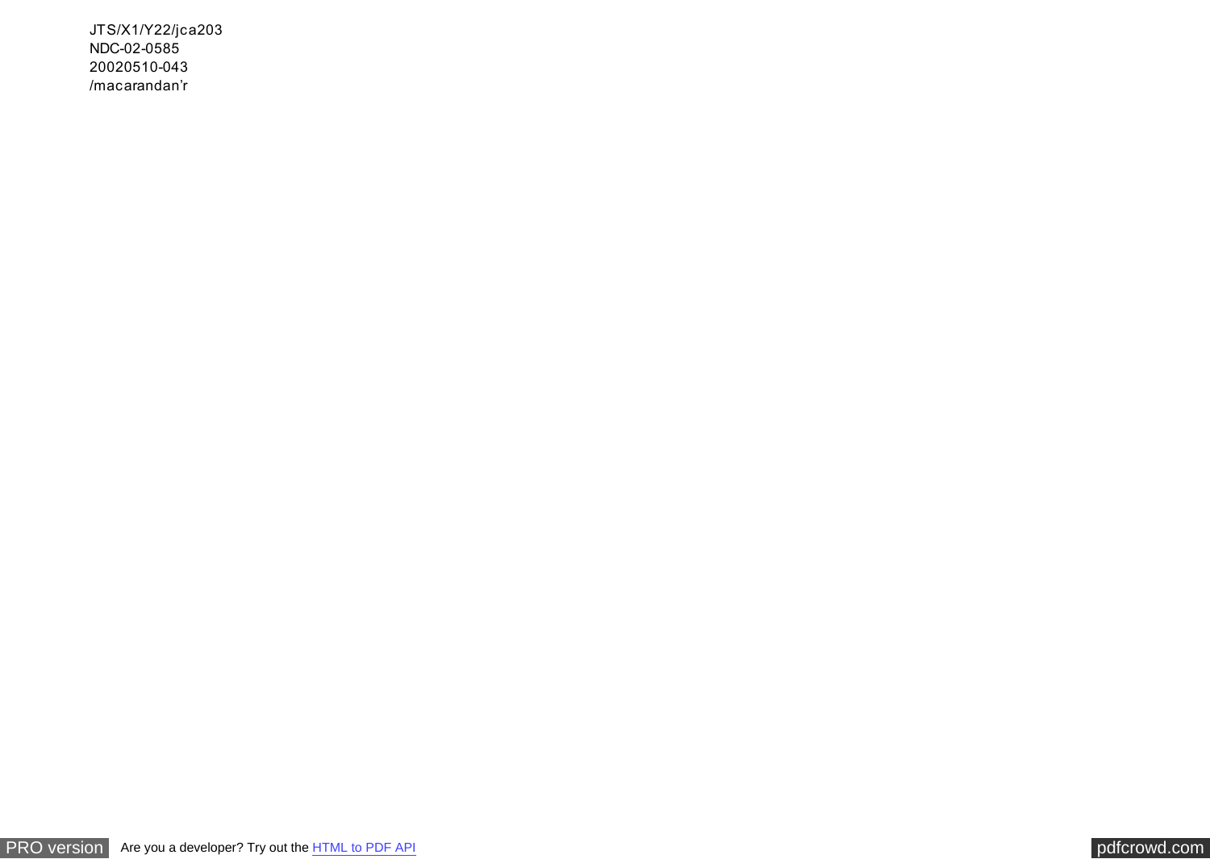JTS/X1/Y22/jca203
NDC-02-0585
20020510-043
/macarandan'r